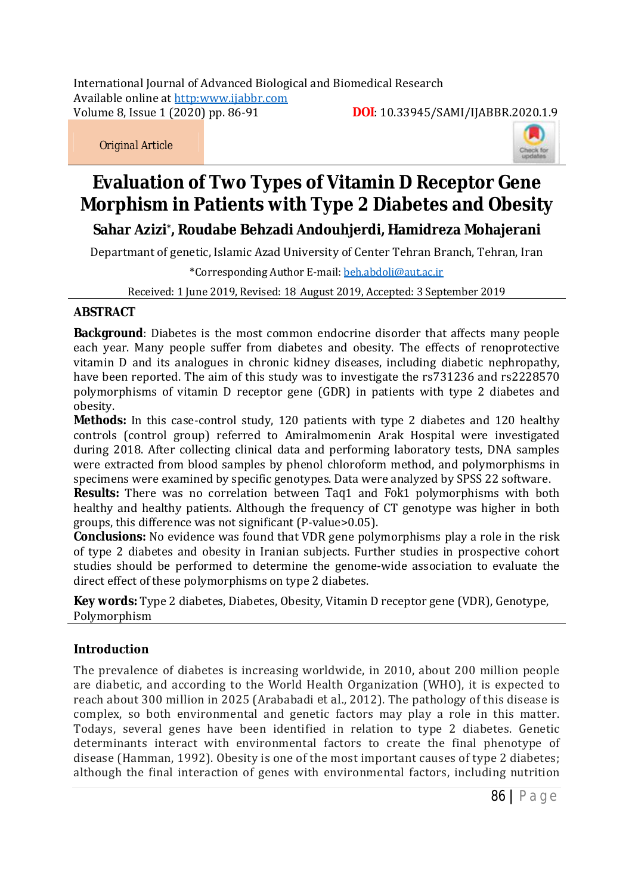International Journal of Advanced Biological and Biomedical Research
Available online at http:www.ijabbr.com
Volume 8, Issue 1 (2020) pp. 86-91 **DOI**: 10.33945/SAMI/IJABBR.2020.1.9

Original Article

# Evaluation of Two Types of Vitamin D Receptor Gene Morphism in Patients with Type 2 Diabetes and Obesity

**Sahar Azizi*, Roudabe Behzadi Andouhjerdi, Hamidreza Mohajerani**

Departmant of genetic, Islamic Azad University of Center Tehran Branch, Tehran, Iran

*Corresponding Author E-mail: beh.abdoli@aut.ac.ir

Received: 1 June 2019, Revised: 18 August 2019, Accepted: 3 September 2019

## ABSTRACT

**Background**: Diabetes is the most common endocrine disorder that affects many people each year. Many people suffer from diabetes and obesity. The effects of renoprotective vitamin D and its analogues in chronic kidney diseases, including diabetic nephropathy, have been reported. The aim of this study was to investigate the rs731236 and rs2228570 polymorphisms of vitamin D receptor gene (GDR) in patients with type 2 diabetes and obesity.

**Methods:** In this case-control study, 120 patients with type 2 diabetes and 120 healthy controls (control group) referred to Amiralmomenin Arak Hospital were investigated during 2018. After collecting clinical data and performing laboratory tests, DNA samples were extracted from blood samples by phenol chloroform method, and polymorphisms in specimens were examined by specific genotypes. Data were analyzed by SPSS 22 software.

**Results:** There was no correlation between Taq1 and Fok1 polymorphisms with both healthy and healthy patients. Although the frequency of CT genotype was higher in both groups, this difference was not significant (P-value>0.05).

**Conclusions:** No evidence was found that VDR gene polymorphisms play a role in the risk of type 2 diabetes and obesity in Iranian subjects. Further studies in prospective cohort studies should be performed to determine the genome-wide association to evaluate the direct effect of these polymorphisms on type 2 diabetes.

**Key words:** Type 2 diabetes, Diabetes, Obesity, Vitamin D receptor gene (VDR), Genotype, Polymorphism

## Introduction

The prevalence of diabetes is increasing worldwide, in 2010, about 200 million people are diabetic, and according to the World Health Organization (WHO), it is expected to reach about 300 million in 2025 (Arababadi et al., 2012). The pathology of this disease is complex, so both environmental and genetic factors may play a role in this matter. Todays, several genes have been identified in relation to type 2 diabetes. Genetic determinants interact with environmental factors to create the final phenotype of disease (Hamman, 1992). Obesity is one of the most important causes of type 2 diabetes; although the final interaction of genes with environmental factors, including nutrition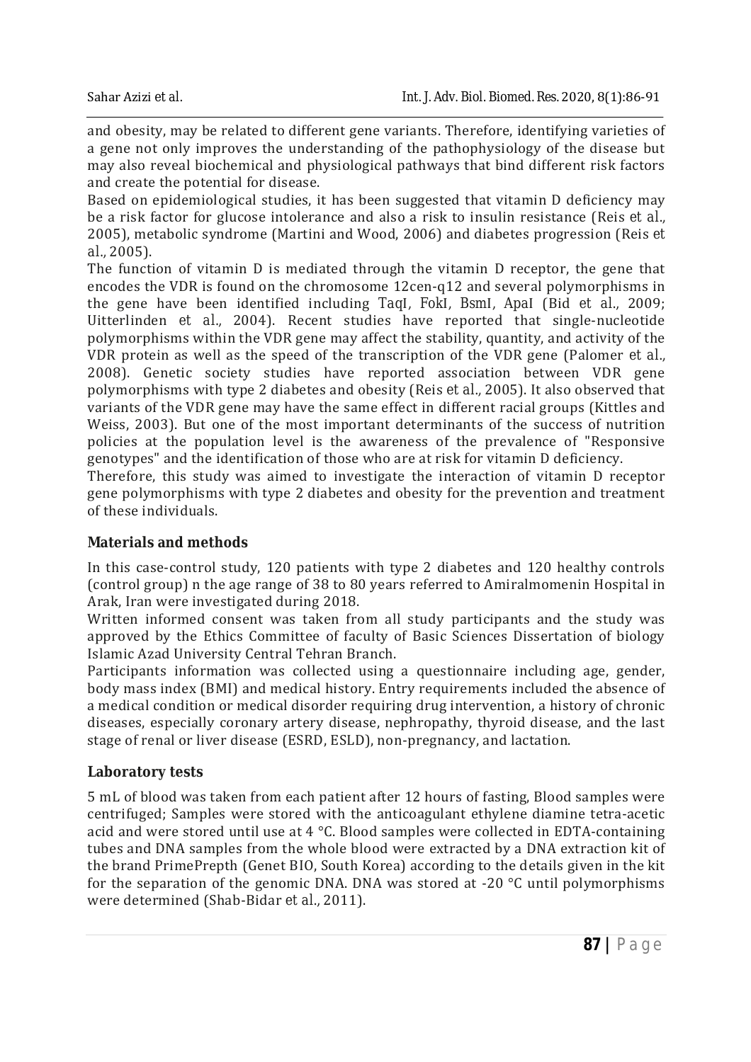and obesity, may be related to different gene variants. Therefore, identifying varieties of a gene not only improves the understanding of the pathophysiology of the disease but may also reveal biochemical and physiological pathways that bind different risk factors and create the potential for disease.

Based on epidemiological studies, it has been suggested that vitamin D deficiency may be a risk factor for glucose intolerance and also a risk to insulin resistance (Reis *et al.*, 2005), metabolic syndrome (Martini and Wood, 2006) and diabetes progression (Reis *et al.*, 2005).

The function of vitamin D is mediated through the vitamin D receptor, the gene that encodes the VDR is found on the chromosome 12cen-q12 and several polymorphisms in the gene have been identified including *TaqI*, *FokI*, *BsmI*, *ApaI* (Bid *et al.*, 2009; Uitterlinden *et al.*, 2004). Recent studies have reported that single-nucleotide polymorphisms within the VDR gene may affect the stability, quantity, and activity of the VDR protein as well as the speed of the transcription of the VDR gene (Palomer *et al.*, 2008). Genetic society studies have reported association between VDR gene polymorphisms with type 2 diabetes and obesity (Reis *et al.*, 2005). It also observed that variants of the VDR gene may have the same effect in different racial groups (Kittles and Weiss, 2003). But one of the most important determinants of the success of nutrition policies at the population level is the awareness of the prevalence of "Responsive genotypes" and the identification of those who are at risk for vitamin D deficiency.

Therefore, this study was aimed to investigate the interaction of vitamin D receptor gene polymorphisms with type 2 diabetes and obesity for the prevention and treatment of these individuals.

## Materials and methods

In this case-control study, 120 patients with type 2 diabetes and 120 healthy controls (control group) n the age range of 38 to 80 years referred to Amiralmomenin Hospital in Arak, Iran were investigated during 2018.

Written informed consent was taken from all study participants and the study was approved by the Ethics Committee of faculty of Basic Sciences Dissertation of biology Islamic Azad University Central Tehran Branch.

Participants information was collected using a questionnaire including age, gender, body mass index (BMI) and medical history. Entry requirements included the absence of a medical condition or medical disorder requiring drug intervention, a history of chronic diseases, especially coronary artery disease, nephropathy, thyroid disease, and the last stage of renal or liver disease (ESRD, ESLD), non-pregnancy, and lactation.

## Laboratory tests

5 mL of blood was taken from each patient after 12 hours of fasting, Blood samples were centrifuged; Samples were stored with the anticoagulant ethylene diamine tetra-acetic acid and were stored until use at 4 °C. Blood samples were collected in EDTA-containing tubes and DNA samples from the whole blood were extracted by a DNA extraction kit of the brand PrimePrepth (Genet BIO, South Korea) according to the details given in the kit for the separation of the genomic DNA. DNA was stored at -20 °C until polymorphisms were determined (Shab-Bidar *et al.*, 2011).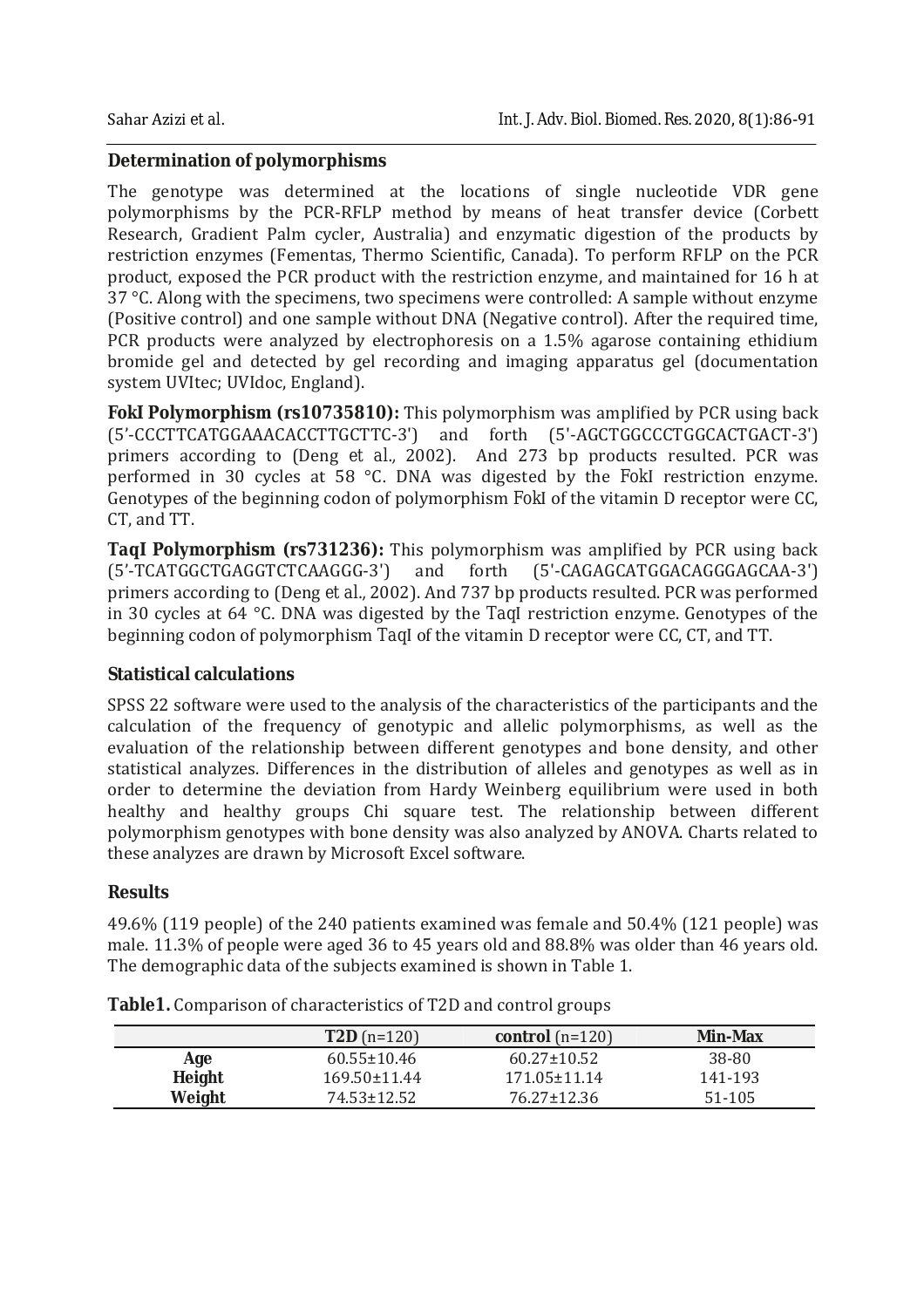## Determination of polymorphisms

The genotype was determined at the locations of single nucleotide VDR gene polymorphisms by the PCR-RFLP method by means of heat transfer device (Corbett Research, Gradient Palm cycler, Australia) and enzymatic digestion of the products by restriction enzymes (Fementas, Thermo Scientific, Canada). To perform RFLP on the PCR product, exposed the PCR product with the restriction enzyme, and maintained for 16 h at 37 °C. Along with the specimens, two specimens were controlled: A sample without enzyme (Positive control) and one sample without DNA (Negative control). After the required time, PCR products were analyzed by electrophoresis on a 1.5% agarose containing ethidium bromide gel and detected by gel recording and imaging apparatus gel (documentation system UVItec; UVIdoc, England).

**FokI Polymorphism (rs10735810):** This polymorphism was amplified by PCR using back (5'-CCCTTCATGGAAACACCTTGCTTC-3') and forth (5'-AGCTGGCCCTGGCACTGACT-3') primers according to (Deng *et al.*, 2002). And 273 bp products resulted. PCR was performed in 30 cycles at 58 °C. DNA was digested by the *FokI* restriction enzyme. Genotypes of the beginning codon of polymorphism *FokI* of the vitamin D receptor were CC, CT, and TT.

**TaqI Polymorphism (rs731236):** This polymorphism was amplified by PCR using back (5'-TCATGGCTGAGGTCTCAAGGG-3') and forth (5'-CAGAGCATGGACAGGGAGCAA-3') primers according to (Deng *et al.*, 2002). And 737 bp products resulted. PCR was performed in 30 cycles at 64 °C. DNA was digested by the *TaqI* restriction enzyme. Genotypes of the beginning codon of polymorphism *TaqI* of the vitamin D receptor were CC, CT, and TT.

## Statistical calculations

SPSS 22 software were used to the analysis of the characteristics of the participants and the calculation of the frequency of genotypic and allelic polymorphisms, as well as the evaluation of the relationship between different genotypes and bone density, and other statistical analyzes. Differences in the distribution of alleles and genotypes as well as in order to determine the deviation from Hardy Weinberg equilibrium were used in both healthy and healthy groups Chi square test. The relationship between different polymorphism genotypes with bone density was also analyzed by ANOVA. Charts related to these analyzes are drawn by Microsoft Excel software.

## Results

49.6% (119 people) of the 240 patients examined was female and 50.4% (121 people) was male. 11.3% of people were aged 36 to 45 years old and 88.8% was older than 46 years old. The demographic data of the subjects examined is shown in Table 1.

**Table1.** Comparison of characteristics of T2D and control groups

| | **T2D** (n=120) | **control** (n=120) | **Min-Max** |
|---|---|---|---|
| **Age** | 60.55±10.46 | 60.27±10.52 | 38-80 |
| **Height** | 169.50±11.44 | 171.05±11.14 | 141-193 |
| **Weight** | 74.53±12.52 | 76.27±12.36 | 51-105 |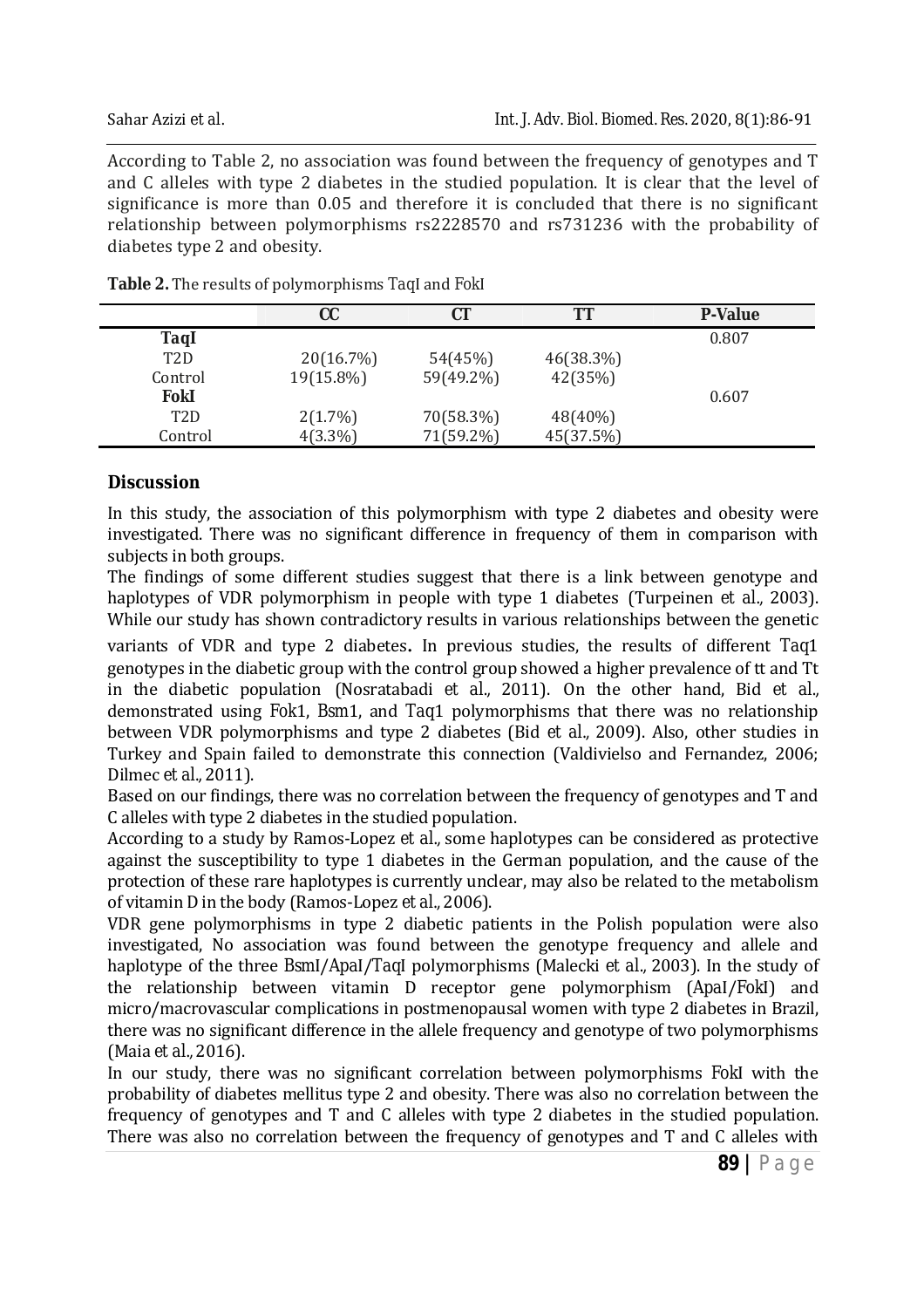According to Table 2, no association was found between the frequency of genotypes and T and C alleles with type 2 diabetes in the studied population. It is clear that the level of significance is more than 0.05 and therefore it is concluded that there is no significant relationship between polymorphisms rs2228570 and rs731236 with the probability of diabetes type 2 and obesity.

**Table 2.** The results of polymorphisms *TaqI* and *FokI*

| | CC | CT | TT | P-Value |
|---|---|---|---|---|
| **TaqI** | | | | 0.807 |
| T2D | 20(16.7%) | 54(45%) | 46(38.3%) | |
| Control | 19(15.8%) | 59(49.2%) | 42(35%) | |
| **FokI** | | | | 0.607 |
| T2D | 2(1.7%) | 70(58.3%) | 48(40%) | |
| Control | 4(3.3%) | 71(59.2%) | 45(37.5%) | |

## Discussion

In this study, the association of this polymorphism with type 2 diabetes and obesity were investigated. There was no significant difference in frequency of them in comparison with subjects in both groups.

The findings of some different studies suggest that there is a link between genotype and haplotypes of VDR polymorphism in people with type 1 diabetes (Turpeinen *et al.*, 2003). While our study has shown contradictory results in various relationships between the genetic variants of VDR and type 2 diabetes**.** In previous studies, the results of different *Taq1* genotypes in the diabetic group with the control group showed a higher prevalence of tt and Tt in the diabetic population (Nosratabadi *et al.*, 2011). On the other hand, Bid *et al.*, demonstrated using *Fok1*, *Bsm1*, and *Taq1* polymorphisms that there was no relationship between VDR polymorphisms and type 2 diabetes (Bid *et al.*, 2009). Also, other studies in Turkey and Spain failed to demonstrate this connection (Valdivielso and Fernandez, 2006; Dilmec *et al.*, 2011).

Based on our findings, there was no correlation between the frequency of genotypes and T and C alleles with type 2 diabetes in the studied population.

According to a study by Ramos-Lopez *et al.*, some haplotypes can be considered as protective against the susceptibility to type 1 diabetes in the German population, and the cause of the protection of these rare haplotypes is currently unclear, may also be related to the metabolism of vitamin D in the body (Ramos-Lopez *et al.*, 2006).

VDR gene polymorphisms in type 2 diabetic patients in the Polish population were also investigated, No association was found between the genotype frequency and allele and haplotype of the three *BsmI/ApaI/TaqI* polymorphisms (Malecki *et al.*, 2003). In the study of the relationship between vitamin D receptor gene polymorphism (*ApaI/FokI*) and micro/macrovascular complications in postmenopausal women with type 2 diabetes in Brazil, there was no significant difference in the allele frequency and genotype of two polymorphisms (Maia *et al.*, 2016).

In our study, there was no significant correlation between polymorphisms *FokI* with the probability of diabetes mellitus type 2 and obesity. There was also no correlation between the frequency of genotypes and T and C alleles with type 2 diabetes in the studied population. There was also no correlation between the frequency of genotypes and T and C alleles with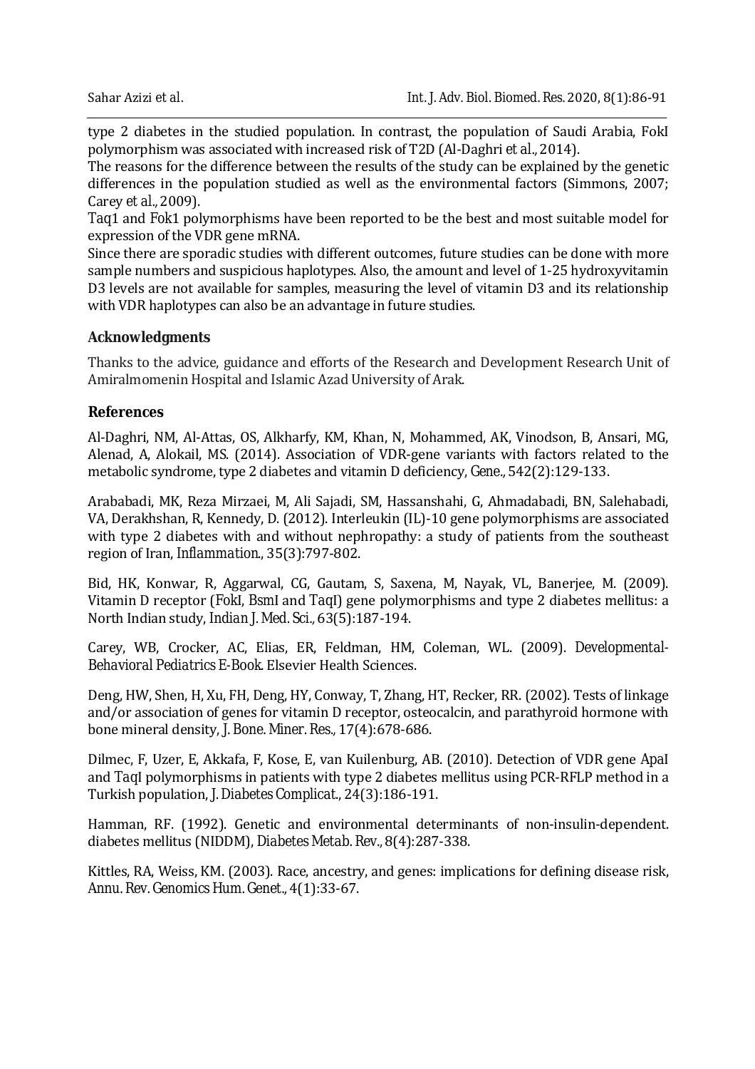type 2 diabetes in the studied population. In contrast, the population of Saudi Arabia, FokI polymorphism was associated with increased risk of T2D (Al-Daghri *et al*., 2014).

The reasons for the difference between the results of the study can be explained by the genetic differences in the population studied as well as the environmental factors (Simmons, 2007; Carey *et al*., 2009).

Taq1 and Fok1 polymorphisms have been reported to be the best and most suitable model for expression of the VDR gene mRNA.

Since there are sporadic studies with different outcomes, future studies can be done with more sample numbers and suspicious haplotypes. Also, the amount and level of 1-25 hydroxyvitamin D3 levels are not available for samples, measuring the level of vitamin D3 and its relationship with VDR haplotypes can also be an advantage in future studies.

## Acknowledgments

Thanks to the advice, guidance and efforts of the Research and Development Research Unit of Amiralmomenin Hospital and Islamic Azad University of Arak.

## References

Al-Daghri, NM, Al-Attas, OS, Alkharfy, KM, Khan, N, Mohammed, AK, Vinodson, B, Ansari, MG, Alenad, A, Alokail, MS. (2014). Association of VDR-gene variants with factors related to the metabolic syndrome, type 2 diabetes and vitamin D deficiency, *Gene*., 542(2):129-133.

Arababadi, MK, Reza Mirzaei, M, Ali Sajadi, SM, Hassanshahi, G, Ahmadabadi, BN, Salehabadi, VA, Derakhshan, R, Kennedy, D. (2012). Interleukin (IL)-10 gene polymorphisms are associated with type 2 diabetes with and without nephropathy: a study of patients from the southeast region of Iran, *Inflammation*., 35(3):797-802.

Bid, HK, Konwar, R, Aggarwal, CG, Gautam, S, Saxena, M, Nayak, VL, Banerjee, M. (2009). Vitamin D receptor (FokI, BsmI and TaqI) gene polymorphisms and type 2 diabetes mellitus: a North Indian study, *Indian J. Med. Sci*., 63(5):187-194.

Carey, WB, Crocker, AC, Elias, ER, Feldman, HM, Coleman, WL. (2009). *Developmental-Behavioral Pediatrics E-Book*. Elsevier Health Sciences.

Deng, HW, Shen, H, Xu, FH, Deng, HY, Conway, T, Zhang, HT, Recker, RR. (2002). Tests of linkage and/or association of genes for vitamin D receptor, osteocalcin, and parathyroid hormone with bone mineral density, *J. Bone. Miner. Res*., 17(4):678-686.

Dilmec, F, Uzer, E, Akkafa, F, Kose, E, van Kuilenburg, AB. (2010). Detection of VDR gene ApaI and TaqI polymorphisms in patients with type 2 diabetes mellitus using PCR-RFLP method in a Turkish population, *J. Diabetes Complicat*., 24(3):186-191.

Hamman, RF. (1992). Genetic and environmental determinants of non-insulin-dependent. diabetes mellitus (NIDDM), *Diabetes Metab. Rev*., 8(4):287-338.

Kittles, RA, Weiss, KM. (2003). Race, ancestry, and genes: implications for defining disease risk, *Annu. Rev. Genomics Hum. Genet*., 4(1):33-67.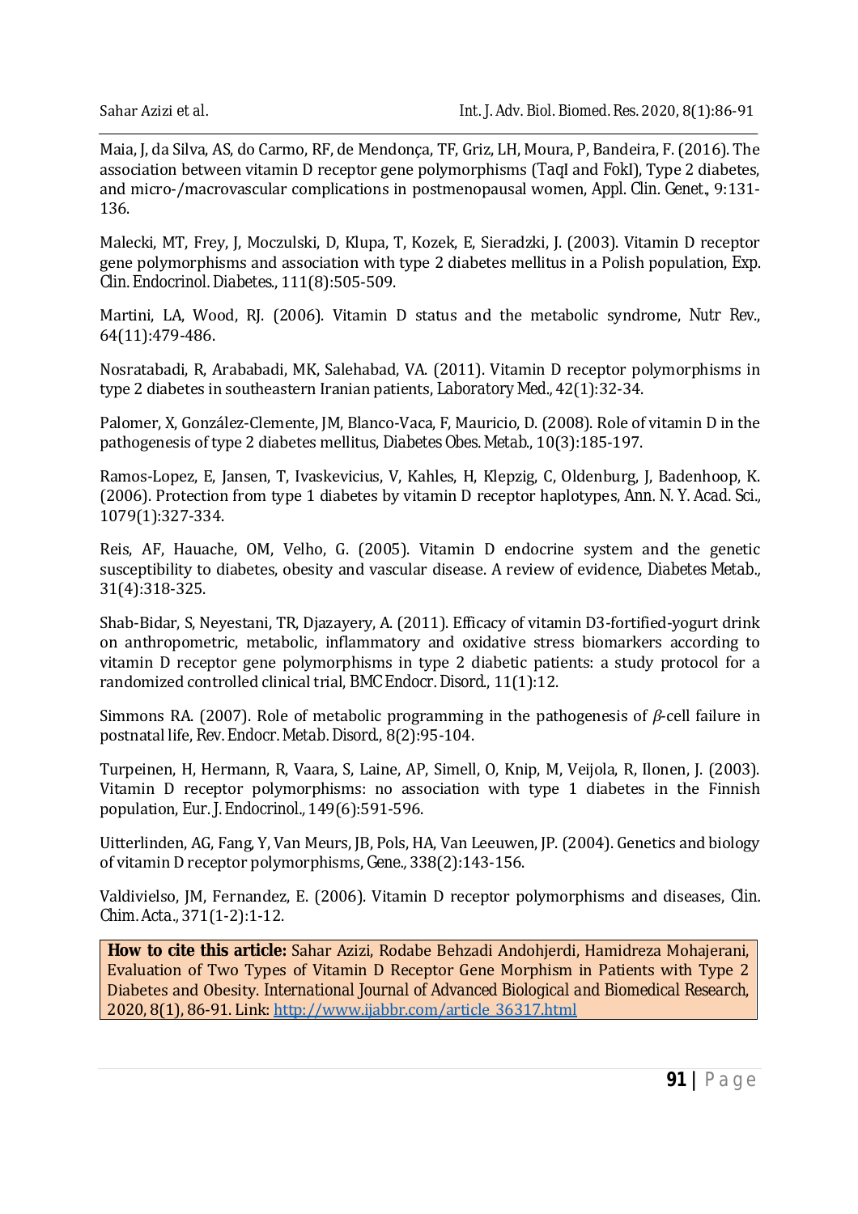Maia, J, da Silva, AS, do Carmo, RF, de Mendonça, TF, Griz, LH, Moura, P, Bandeira, F. (2016). The association between vitamin D receptor gene polymorphisms (TaqI and FokI), Type 2 diabetes, and micro-/macrovascular complications in postmenopausal women, Appl. Clin. Genet., 9:131-136.

Malecki, MT, Frey, J, Moczulski, D, Klupa, T, Kozek, E, Sieradzki, J. (2003). Vitamin D receptor gene polymorphisms and association with type 2 diabetes mellitus in a Polish population, Exp. Clin. Endocrinol. Diabetes., 111(8):505-509.

Martini, LA, Wood, RJ. (2006). Vitamin D status and the metabolic syndrome, Nutr Rev., 64(11):479-486.

Nosratabadi, R, Arababadi, MK, Salehabad, VA. (2011). Vitamin D receptor polymorphisms in type 2 diabetes in southeastern Iranian patients, Laboratory Med., 42(1):32-34.

Palomer, X, González-Clemente, JM, Blanco-Vaca, F, Mauricio, D. (2008). Role of vitamin D in the pathogenesis of type 2 diabetes mellitus, Diabetes Obes. Metab., 10(3):185-197.

Ramos-Lopez, E, Jansen, T, Ivaskevicius, V, Kahles, H, Klepzig, C, Oldenburg, J, Badenhoop, K. (2006). Protection from type 1 diabetes by vitamin D receptor haplotypes, Ann. N. Y. Acad. Sci., 1079(1):327-334.

Reis, AF, Hauache, OM, Velho, G. (2005). Vitamin D endocrine system and the genetic susceptibility to diabetes, obesity and vascular disease. A review of evidence, Diabetes Metab., 31(4):318-325.

Shab-Bidar, S, Neyestani, TR, Djazayery, A. (2011). Efficacy of vitamin D3-fortified-yogurt drink on anthropometric, metabolic, inflammatory and oxidative stress biomarkers according to vitamin D receptor gene polymorphisms in type 2 diabetic patients: a study protocol for a randomized controlled clinical trial, BMC Endocr. Disord., 11(1):12.

Simmons RA. (2007). Role of metabolic programming in the pathogenesis of $\beta$-cell failure in postnatal life, Rev. Endocr. Metab. Disord., 8(2):95-104.

Turpeinen, H, Hermann, R, Vaara, S, Laine, AP, Simell, O, Knip, M, Veijola, R, Ilonen, J. (2003). Vitamin D receptor polymorphisms: no association with type 1 diabetes in the Finnish population, Eur. J. Endocrinol., 149(6):591-596.

Uitterlinden, AG, Fang, Y, Van Meurs, JB, Pols, HA, Van Leeuwen, JP. (2004). Genetics and biology of vitamin D receptor polymorphisms, Gene., 338(2):143-156.

Valdivielso, JM, Fernandez, E. (2006). Vitamin D receptor polymorphisms and diseases, Clin. Chim. Acta., 371(1-2):1-12.

**How to cite this article:** Sahar Azizi, Rodabe Behzadi Andohjerdi, Hamidreza Mohajerani, Evaluation of Two Types of Vitamin D Receptor Gene Morphism in Patients with Type 2 Diabetes and Obesity. International Journal of Advanced Biological and Biomedical Research, 2020, 8(1), 86-91. Link: [http://www.ijabbr.com/article_36317.html](http://www.ijabbr.com/article_36317.html)